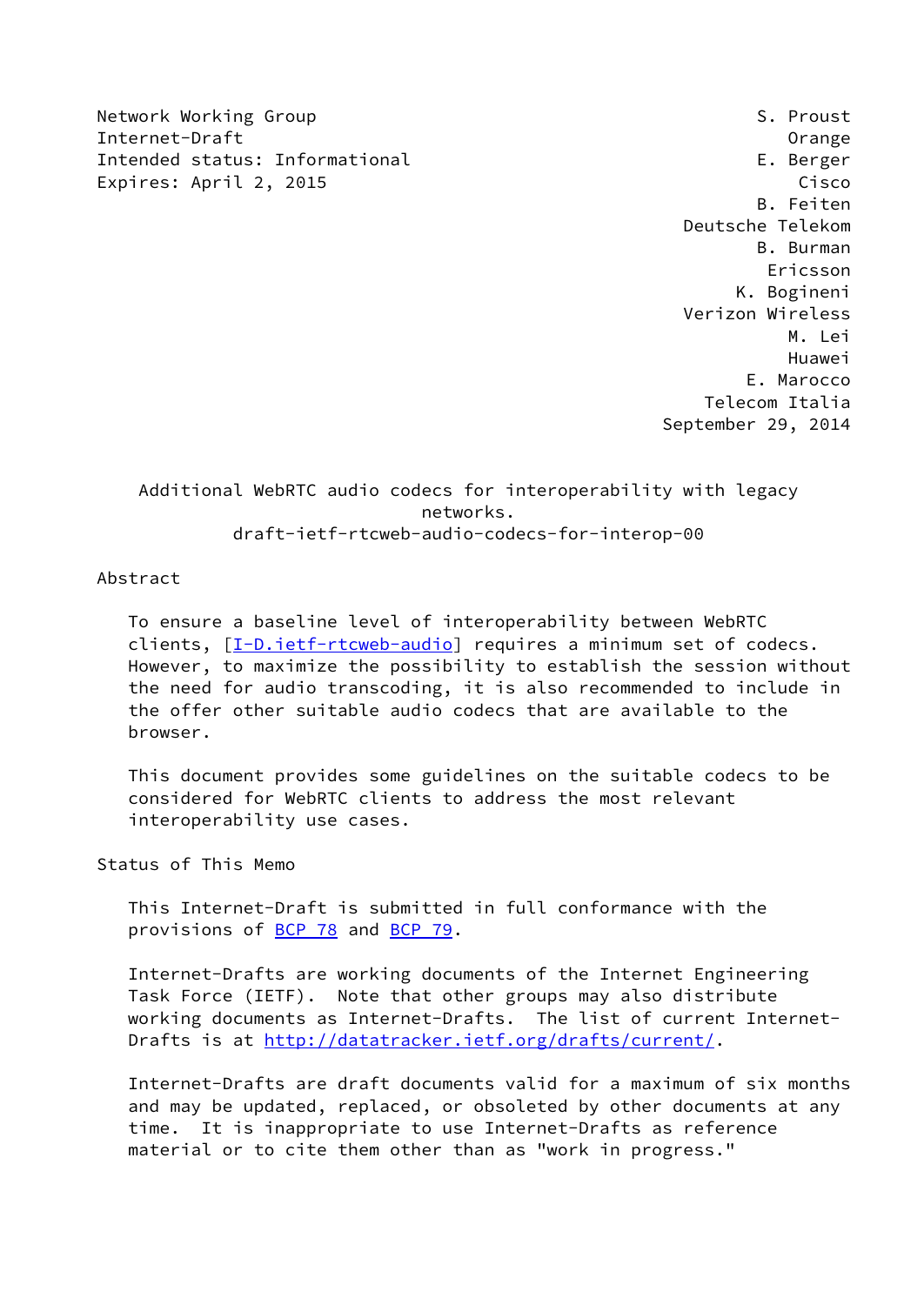Network Working Group S. Proust
Internet-Draft Orange
Intended status: Informational E. Berger
Expires: April 2, 2015 Cisco
B. Feiten
Deutsche Telekom
B. Burman
Ericsson
K. Bogineni
Verizon Wireless
M. Lei
Huawei
E. Marocco
Telecom Italia
September 29, 2014

# Additional WebRTC audio codecs for interoperability with legacy networks.

draft-ietf-rtcweb-audio-codecs-for-interop-00

## Abstract

To ensure a baseline level of interoperability between WebRTC clients, [I-D.ietf-rtcweb-audio] requires a minimum set of codecs. However, to maximize the possibility to establish the session without the need for audio transcoding, it is also recommended to include in the offer other suitable audio codecs that are available to the browser.

This document provides some guidelines on the suitable codecs to be considered for WebRTC clients to address the most relevant interoperability use cases.

## Status of This Memo

This Internet-Draft is submitted in full conformance with the provisions of BCP 78 and BCP 79.

Internet-Drafts are working documents of the Internet Engineering Task Force (IETF). Note that other groups may also distribute working documents as Internet-Drafts. The list of current Internet-Drafts is at http://datatracker.ietf.org/drafts/current/.

Internet-Drafts are draft documents valid for a maximum of six months and may be updated, replaced, or obsoleted by other documents at any time. It is inappropriate to use Internet-Drafts as reference material or to cite them other than as "work in progress."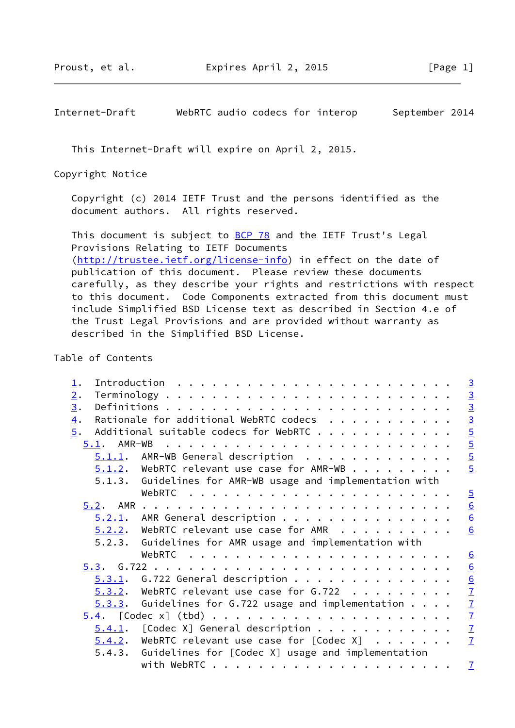This Internet-Draft will expire on April 2, 2015.

## Copyright Notice

Copyright (c) 2014 IETF Trust and the persons identified as the document authors. All rights reserved.

This document is subject to BCP 78 and the IETF Trust's Legal Provisions Relating to IETF Documents (http://trustee.ietf.org/license-info) in effect on the date of publication of this document. Please review these documents carefully, as they describe your rights and restrictions with respect to this document. Code Components extracted from this document must include Simplified BSD License text as described in Section 4.e of the Trust Legal Provisions and are provided without warranty as described in the Simplified BSD License.

## Table of Contents

```
   1.  Introduction . . . . . . . . . . . . . . . . . . . . . . . .   3
   2.  Terminology  . . . . . . . . . . . . . . . . . . . . . . . .   3
   3.  Definitions  . . . . . . . . . . . . . . . . . . . . . . . .   3
   4.  Rationale for additional WebRTC codecs . . . . . . . . . . .   3
   5.  Additional suitable codecs for WebRTC  . . . . . . . . . . .   5
     5.1.  AMR-WB . . . . . . . . . . . . . . . . . . . . . . . . .   5
       5.1.1.  AMR-WB General description . . . . . . . . . . . . .   5
       5.1.2.  WebRTC relevant use case for AMR-WB  . . . . . . . .   5
       5.1.3.  Guidelines for AMR-WB usage and implementation with
               WebRTC . . . . . . . . . . . . . . . . . . . . . . .   5
     5.2.  AMR  . . . . . . . . . . . . . . . . . . . . . . . . . .   6
       5.2.1.  AMR General description  . . . . . . . . . . . . . .   6
       5.2.2.  WebRTC relevant use case for AMR . . . . . . . . . .   6
       5.2.3.  Guidelines for AMR usage and implementation with
               WebRTC . . . . . . . . . . . . . . . . . . . . . . .   6
     5.3.  G.722  . . . . . . . . . . . . . . . . . . . . . . . . .   6
       5.3.1.  G.722 General description  . . . . . . . . . . . . .   6
       5.3.2.  WebRTC relevant use case for G.722 . . . . . . . . .   7
       5.3.3.  Guidelines for G.722 usage and implementation  . . .   7
     5.4.  [Codec x] (tbd)  . . . . . . . . . . . . . . . . . . . .   7
       5.4.1.  [Codec X] General description  . . . . . . . . . . .   7
       5.4.2.  WebRTC relevant use case for [Codec X] . . . . . . .   7
       5.4.3.  Guidelines for [Codec X] usage and implementation
               with WebRTC  . . . . . . . . . . . . . . . . . . . .   7
```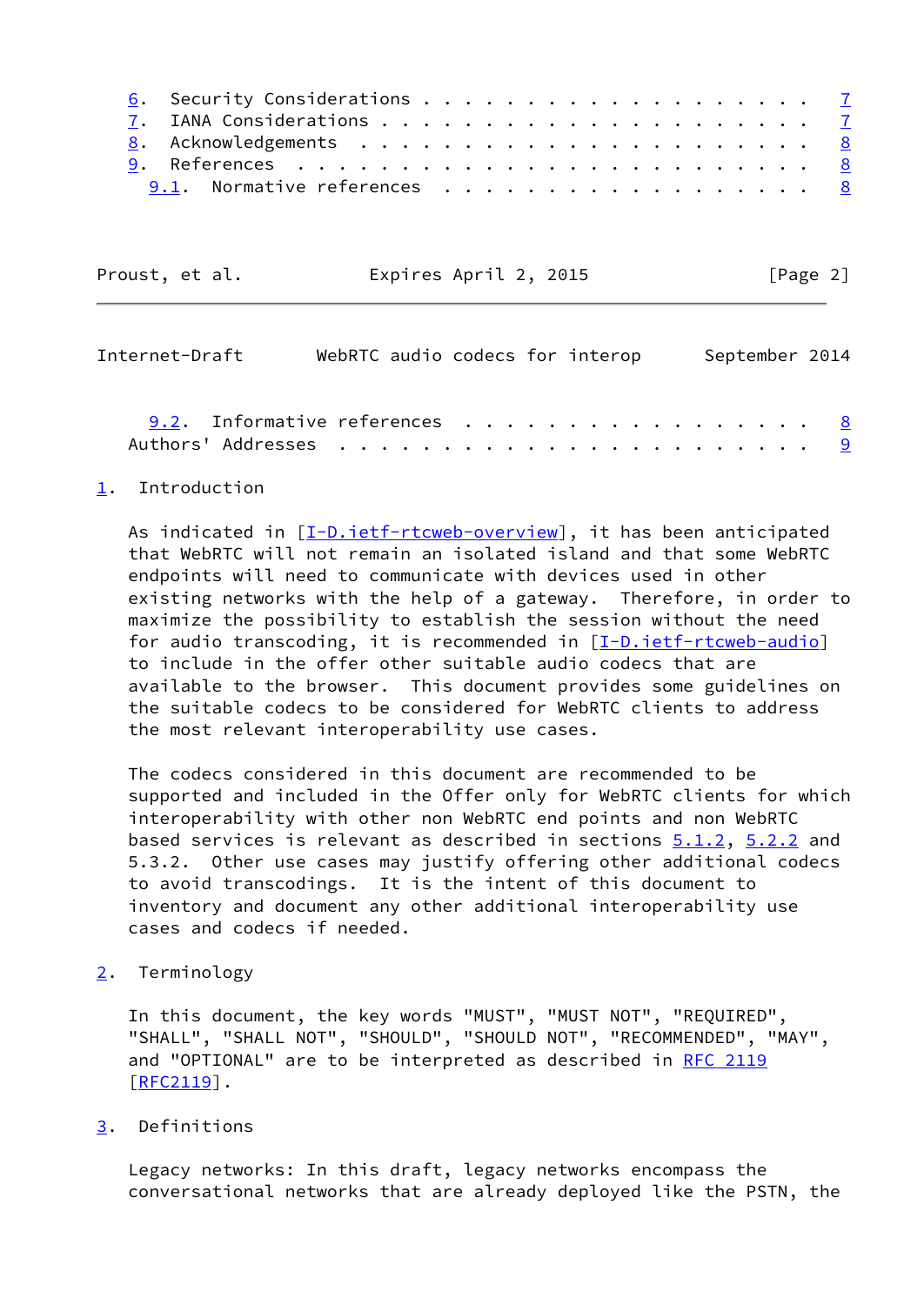6. Security Considerations . . . . . . . . . . . . . . . . . . . 7
7. IANA Considerations . . . . . . . . . . . . . . . . . . . . . 7
8. Acknowledgements . . . . . . . . . . . . . . . . . . . . . . 8
9. References . . . . . . . . . . . . . . . . . . . . . . . . . 8
   9.1. Normative references . . . . . . . . . . . . . . . . . . 8
   9.2. Informative references . . . . . . . . . . . . . . . . . 8
Authors' Addresses . . . . . . . . . . . . . . . . . . . . . . . 9

## 1. Introduction

As indicated in [I-D.ietf-rtcweb-overview], it has been anticipated that WebRTC will not remain an isolated island and that some WebRTC endpoints will need to communicate with devices used in other existing networks with the help of a gateway. Therefore, in order to maximize the possibility to establish the session without the need for audio transcoding, it is recommended in [I-D.ietf-rtcweb-audio] to include in the offer other suitable audio codecs that are available to the browser. This document provides some guidelines on the suitable codecs to be considered for WebRTC clients to address the most relevant interoperability use cases.

The codecs considered in this document are recommended to be supported and included in the Offer only for WebRTC clients for which interoperability with other non WebRTC end points and non WebRTC based services is relevant as described in sections 5.1.2, 5.2.2 and 5.3.2. Other use cases may justify offering other additional codecs to avoid transcodings. It is the intent of this document to inventory and document any other additional interoperability use cases and codecs if needed.

## 2. Terminology

In this document, the key words "MUST", "MUST NOT", "REQUIRED", "SHALL", "SHALL NOT", "SHOULD", "SHOULD NOT", "RECOMMENDED", "MAY", and "OPTIONAL" are to be interpreted as described in RFC 2119 [RFC2119].

## 3. Definitions

Legacy networks: In this draft, legacy networks encompass the conversational networks that are already deployed like the PSTN, the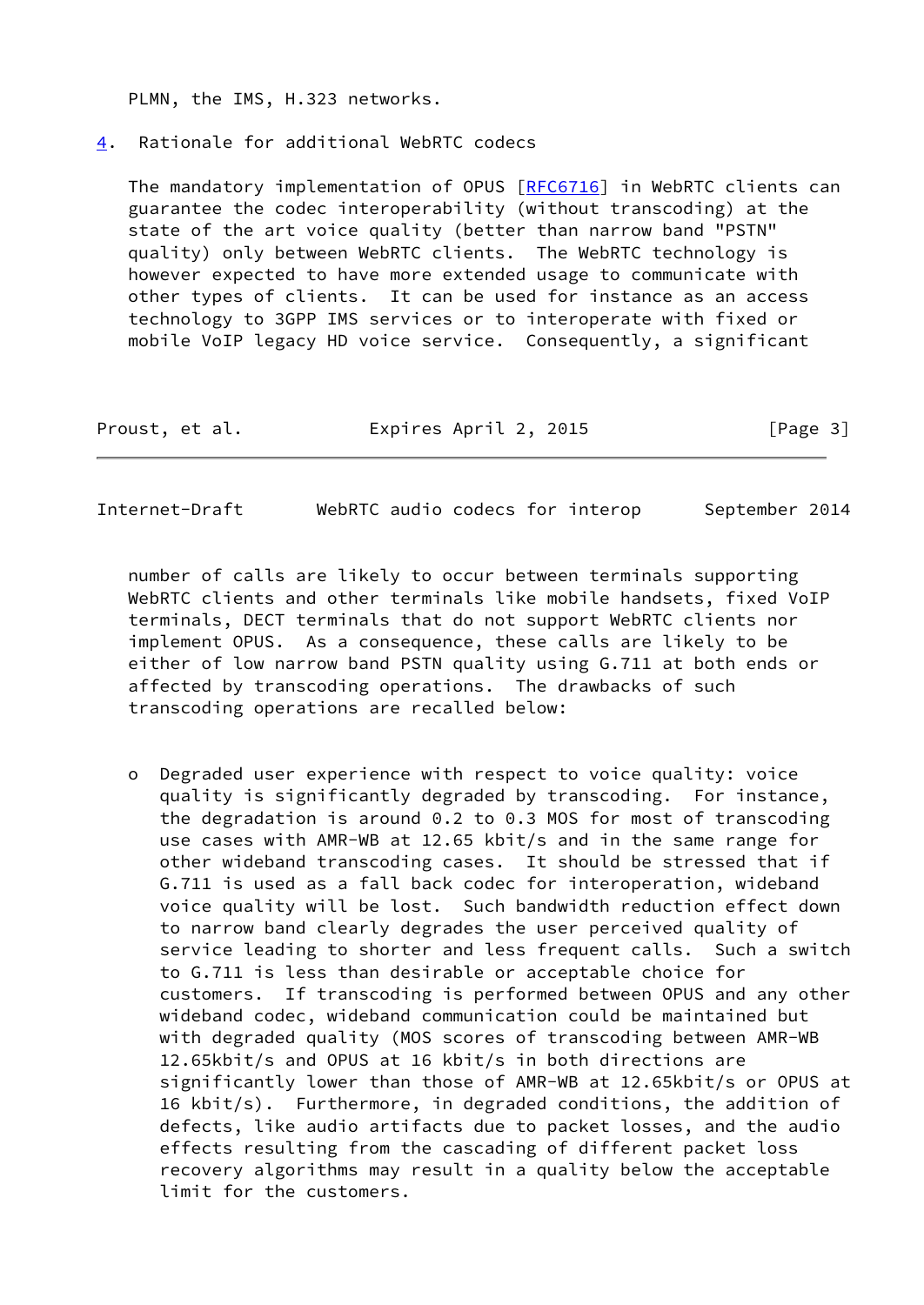PLMN, the IMS, H.323 networks.

## 4. Rationale for additional WebRTC codecs

The mandatory implementation of OPUS [RFC6716] in WebRTC clients can guarantee the codec interoperability (without transcoding) at the state of the art voice quality (better than narrow band "PSTN" quality) only between WebRTC clients. The WebRTC technology is however expected to have more extended usage to communicate with other types of clients. It can be used for instance as an access technology to 3GPP IMS services or to interoperate with fixed or mobile VoIP legacy HD voice service. Consequently, a significant number of calls are likely to occur between terminals supporting WebRTC clients and other terminals like mobile handsets, fixed VoIP terminals, DECT terminals that do not support WebRTC clients nor implement OPUS. As a consequence, these calls are likely to be either of low narrow band PSTN quality using G.711 at both ends or affected by transcoding operations. The drawbacks of such transcoding operations are recalled below:

- Degraded user experience with respect to voice quality: voice quality is significantly degraded by transcoding. For instance, the degradation is around 0.2 to 0.3 MOS for most of transcoding use cases with AMR-WB at 12.65 kbit/s and in the same range for other wideband transcoding cases. It should be stressed that if G.711 is used as a fall back codec for interoperation, wideband voice quality will be lost. Such bandwidth reduction effect down to narrow band clearly degrades the user perceived quality of service leading to shorter and less frequent calls. Such a switch to G.711 is less than desirable or acceptable choice for customers. If transcoding is performed between OPUS and any other wideband codec, wideband communication could be maintained but with degraded quality (MOS scores of transcoding between AMR-WB 12.65kbit/s and OPUS at 16 kbit/s in both directions are significantly lower than those of AMR-WB at 12.65kbit/s or OPUS at 16 kbit/s). Furthermore, in degraded conditions, the addition of defects, like audio artifacts due to packet losses, and the audio effects resulting from the cascading of different packet loss recovery algorithms may result in a quality below the acceptable limit for the customers.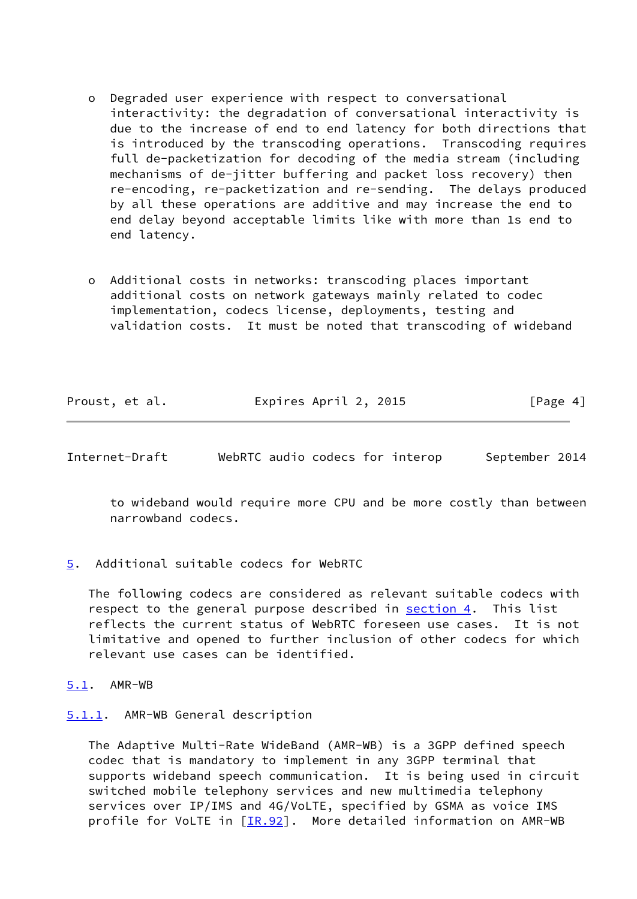- Degraded user experience with respect to conversational interactivity: the degradation of conversational interactivity is due to the increase of end to end latency for both directions that is introduced by the transcoding operations. Transcoding requires full de-packetization for decoding of the media stream (including mechanisms of de-jitter buffering and packet loss recovery) then re-encoding, re-packetization and re-sending. The delays produced by all these operations are additive and may increase the end to end delay beyond acceptable limits like with more than 1s end to end latency.

- Additional costs in networks: transcoding places important additional costs on network gateways mainly related to codec implementation, codecs license, deployments, testing and validation costs. It must be noted that transcoding of wideband to wideband would require more CPU and be more costly than between narrowband codecs.

## 5. Additional suitable codecs for WebRTC

The following codecs are considered as relevant suitable codecs with respect to the general purpose described in section 4. This list reflects the current status of WebRTC foreseen use cases. It is not limitative and opened to further inclusion of other codecs for which relevant use cases can be identified.

### 5.1. AMR-WB

#### 5.1.1. AMR-WB General description

The Adaptive Multi-Rate WideBand (AMR-WB) is a 3GPP defined speech codec that is mandatory to implement in any 3GPP terminal that supports wideband speech communication. It is being used in circuit switched mobile telephony services and new multimedia telephony services over IP/IMS and 4G/VoLTE, specified by GSMA as voice IMS profile for VoLTE in [IR.92]. More detailed information on AMR-WB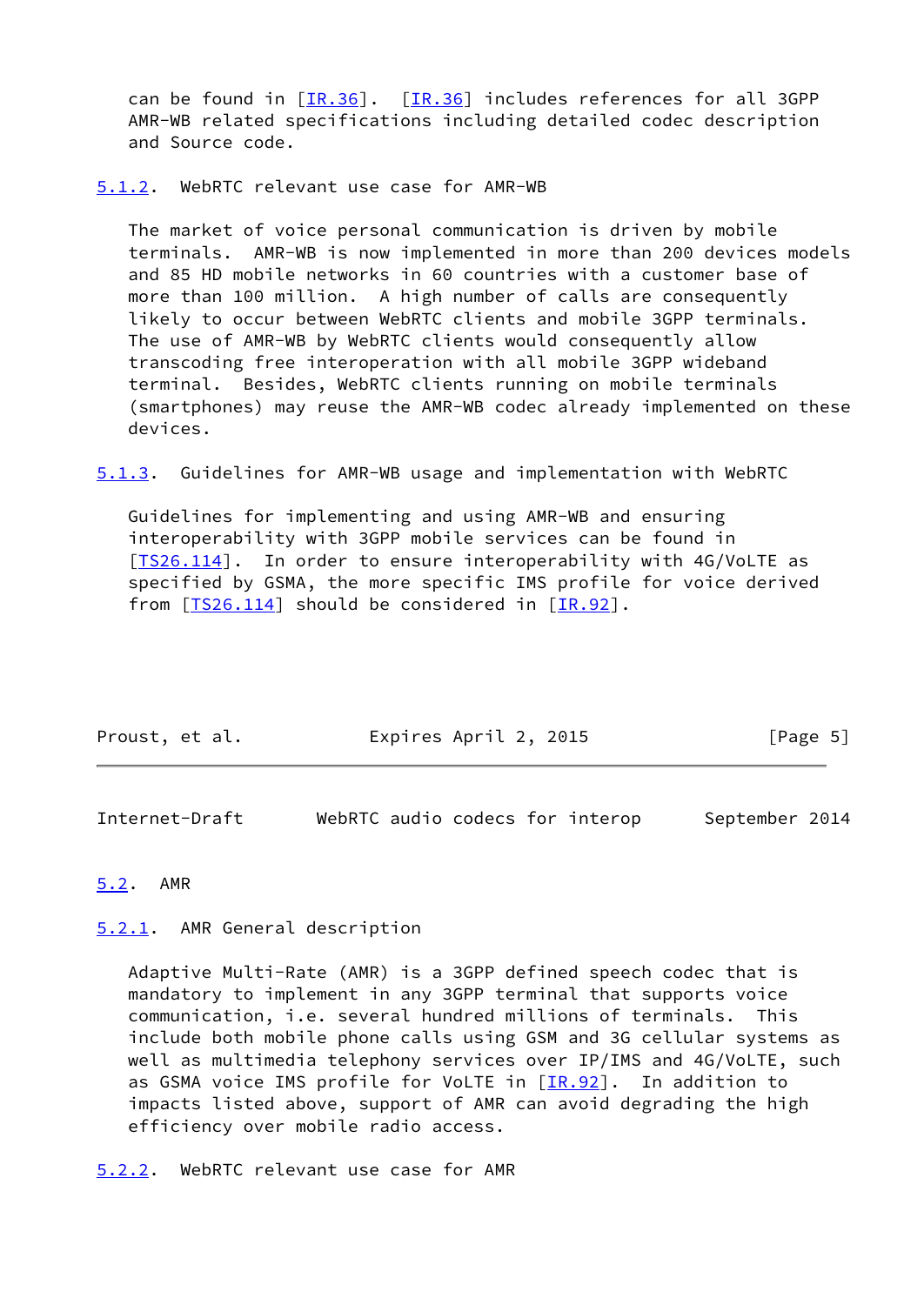can be found in [IR.36]. [IR.36] includes references for all 3GPP AMR-WB related specifications including detailed codec description and Source code.

### 5.1.2. WebRTC relevant use case for AMR-WB

The market of voice personal communication is driven by mobile terminals. AMR-WB is now implemented in more than 200 devices models and 85 HD mobile networks in 60 countries with a customer base of more than 100 million. A high number of calls are consequently likely to occur between WebRTC clients and mobile 3GPP terminals. The use of AMR-WB by WebRTC clients would consequently allow transcoding free interoperation with all mobile 3GPP wideband terminal. Besides, WebRTC clients running on mobile terminals (smartphones) may reuse the AMR-WB codec already implemented on these devices.

### 5.1.3. Guidelines for AMR-WB usage and implementation with WebRTC

Guidelines for implementing and using AMR-WB and ensuring interoperability with 3GPP mobile services can be found in [TS26.114]. In order to ensure interoperability with 4G/VoLTE as specified by GSMA, the more specific IMS profile for voice derived from [TS26.114] should be considered in [IR.92].

## 5.2. AMR

### 5.2.1. AMR General description

Adaptive Multi-Rate (AMR) is a 3GPP defined speech codec that is mandatory to implement in any 3GPP terminal that supports voice communication, i.e. several hundred millions of terminals. This include both mobile phone calls using GSM and 3G cellular systems as well as multimedia telephony services over IP/IMS and 4G/VoLTE, such as GSMA voice IMS profile for VoLTE in [IR.92]. In addition to impacts listed above, support of AMR can avoid degrading the high efficiency over mobile radio access.

### 5.2.2. WebRTC relevant use case for AMR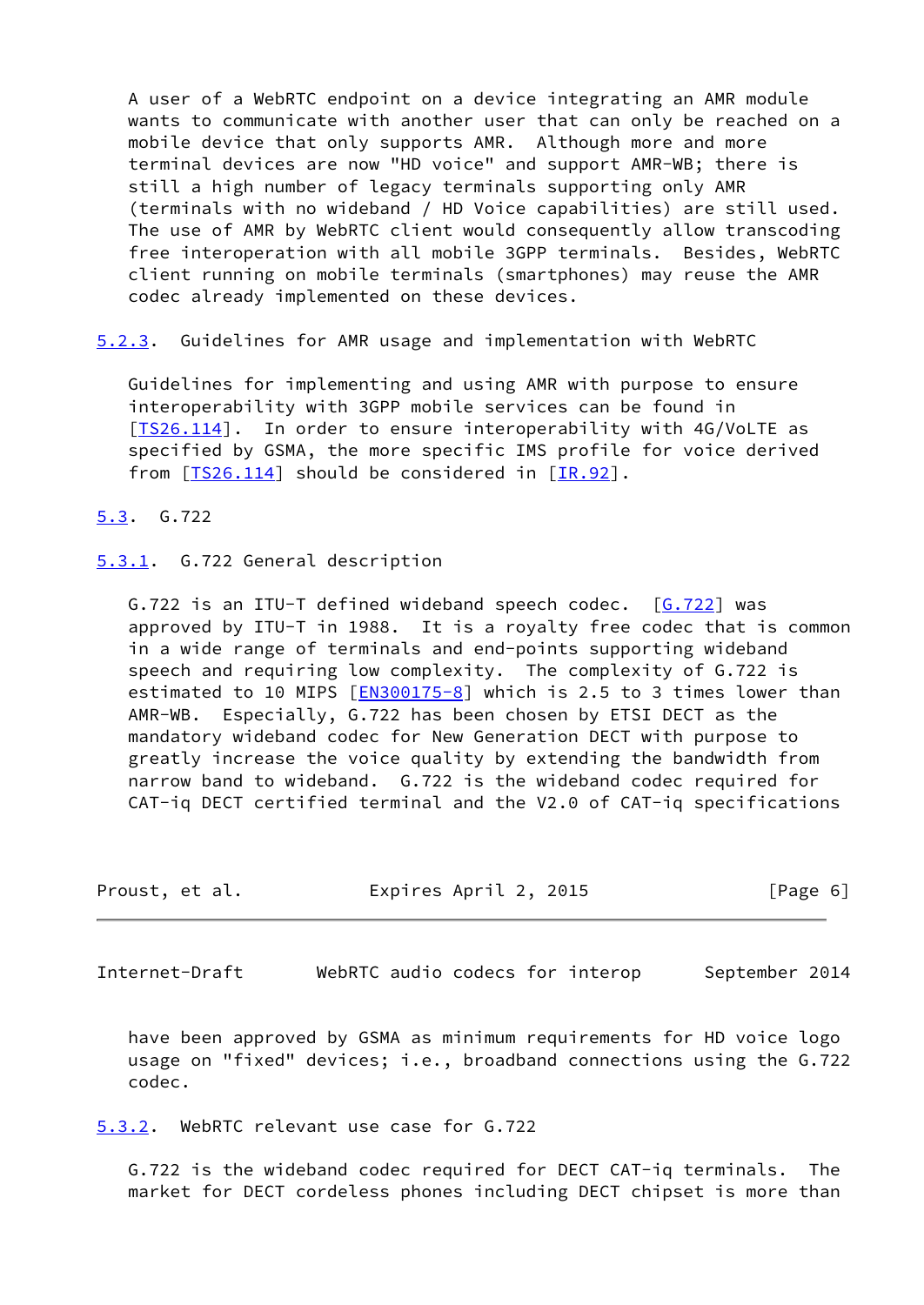A user of a WebRTC endpoint on a device integrating an AMR module wants to communicate with another user that can only be reached on a mobile device that only supports AMR. Although more and more terminal devices are now "HD voice" and support AMR-WB; there is still a high number of legacy terminals supporting only AMR (terminals with no wideband / HD Voice capabilities) are still used. The use of AMR by WebRTC client would consequently allow transcoding free interoperation with all mobile 3GPP terminals. Besides, WebRTC client running on mobile terminals (smartphones) may reuse the AMR codec already implemented on these devices.

### 5.2.3. Guidelines for AMR usage and implementation with WebRTC

Guidelines for implementing and using AMR with purpose to ensure interoperability with 3GPP mobile services can be found in [TS26.114]. In order to ensure interoperability with 4G/VoLTE as specified by GSMA, the more specific IMS profile for voice derived from [TS26.114] should be considered in [IR.92].

## 5.3. G.722

### 5.3.1. G.722 General description

G.722 is an ITU-T defined wideband speech codec. [G.722] was approved by ITU-T in 1988. It is a royalty free codec that is common in a wide range of terminals and end-points supporting wideband speech and requiring low complexity. The complexity of G.722 is estimated to 10 MIPS [EN300175-8] which is 2.5 to 3 times lower than AMR-WB. Especially, G.722 has been chosen by ETSI DECT as the mandatory wideband codec for New Generation DECT with purpose to greatly increase the voice quality by extending the bandwidth from narrow band to wideband. G.722 is the wideband codec required for CAT-iq DECT certified terminal and the V2.0 of CAT-iq specifications have been approved by GSMA as minimum requirements for HD voice logo usage on "fixed" devices; i.e., broadband connections using the G.722 codec.

### 5.3.2. WebRTC relevant use case for G.722

G.722 is the wideband codec required for DECT CAT-iq terminals. The market for DECT cordeless phones including DECT chipset is more than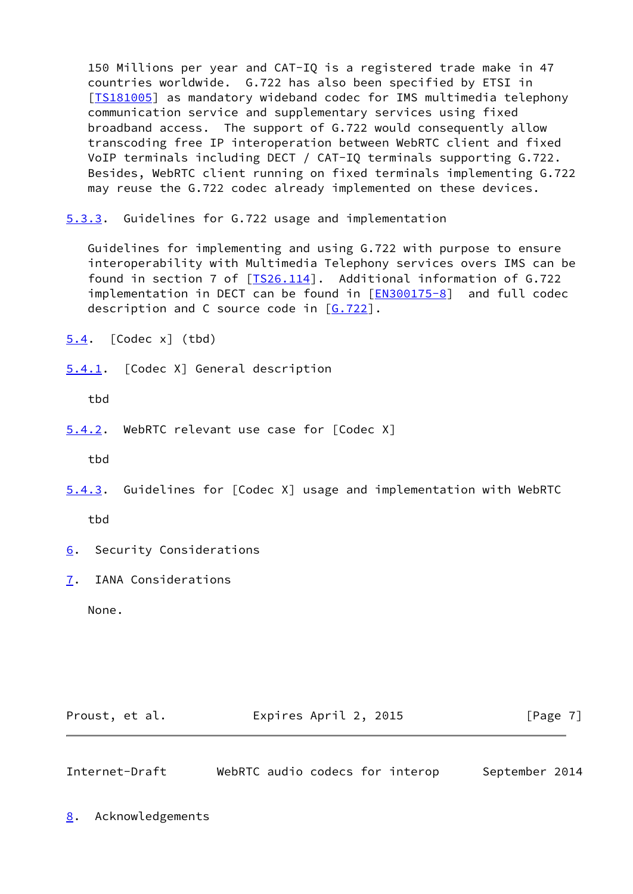150 Millions per year and CAT-IQ is a registered trade make in 47 countries worldwide. G.722 has also been specified by ETSI in [TS181005] as mandatory wideband codec for IMS multimedia telephony communication service and supplementary services using fixed broadband access. The support of G.722 would consequently allow transcoding free IP interoperation between WebRTC client and fixed VoIP terminals including DECT / CAT-IQ terminals supporting G.722. Besides, WebRTC client running on fixed terminals implementing G.722 may reuse the G.722 codec already implemented on these devices.

### 5.3.3. Guidelines for G.722 usage and implementation

Guidelines for implementing and using G.722 with purpose to ensure interoperability with Multimedia Telephony services overs IMS can be found in section 7 of [TS26.114]. Additional information of G.722 implementation in DECT can be found in [EN300175-8] and full codec description and C source code in [G.722].

## 5.4. [Codec x] (tbd)

### 5.4.1. [Codec X] General description

tbd

### 5.4.2. WebRTC relevant use case for [Codec X]

tbd

### 5.4.3. Guidelines for [Codec X] usage and implementation with WebRTC

tbd

# 6. Security Considerations

# 7. IANA Considerations

None.

# 8. Acknowledgements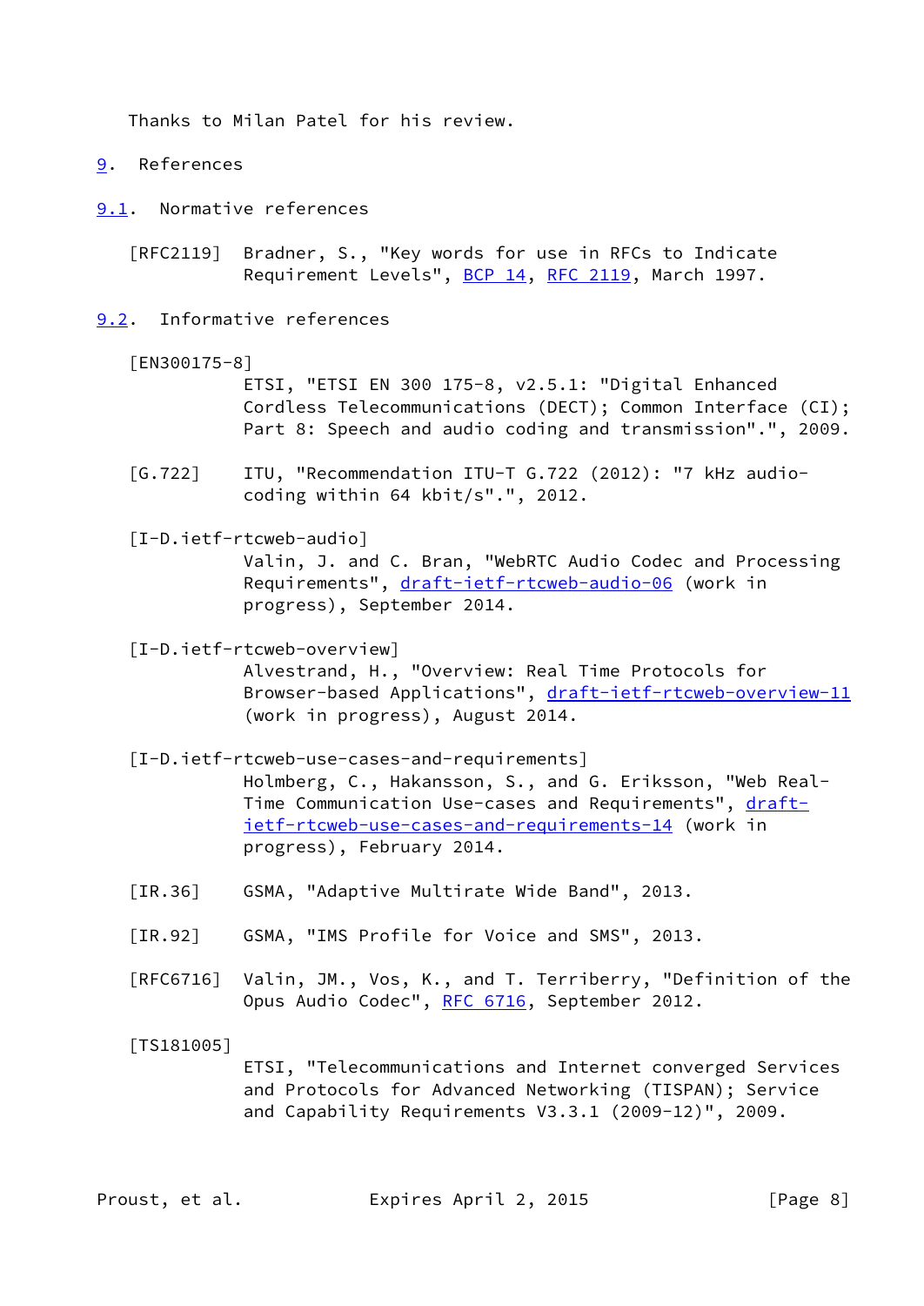Thanks to Milan Patel for his review.

# 9. References

## 9.1. Normative references

[RFC2119] Bradner, S., "Key words for use in RFCs to Indicate Requirement Levels", BCP 14, RFC 2119, March 1997.

## 9.2. Informative references

[EN300175-8] ETSI, "ETSI EN 300 175-8, v2.5.1: "Digital Enhanced Cordless Telecommunications (DECT); Common Interface (CI); Part 8: Speech and audio coding and transmission".", 2009.

[G.722] ITU, "Recommendation ITU-T G.722 (2012): "7 kHz audio-coding within 64 kbit/s".", 2012.

[I-D.ietf-rtcweb-audio] Valin, J. and C. Bran, "WebRTC Audio Codec and Processing Requirements", draft-ietf-rtcweb-audio-06 (work in progress), September 2014.

[I-D.ietf-rtcweb-overview] Alvestrand, H., "Overview: Real Time Protocols for Browser-based Applications", draft-ietf-rtcweb-overview-11 (work in progress), August 2014.

[I-D.ietf-rtcweb-use-cases-and-requirements] Holmberg, C., Hakansson, S., and G. Eriksson, "Web Real-Time Communication Use-cases and Requirements", draft-ietf-rtcweb-use-cases-and-requirements-14 (work in progress), February 2014.

[IR.36] GSMA, "Adaptive Multirate Wide Band", 2013.

[IR.92] GSMA, "IMS Profile for Voice and SMS", 2013.

[RFC6716] Valin, JM., Vos, K., and T. Terriberry, "Definition of the Opus Audio Codec", RFC 6716, September 2012.

[TS181005] ETSI, "Telecommunications and Internet converged Services and Protocols for Advanced Networking (TISPAN); Service and Capability Requirements V3.3.1 (2009-12)", 2009.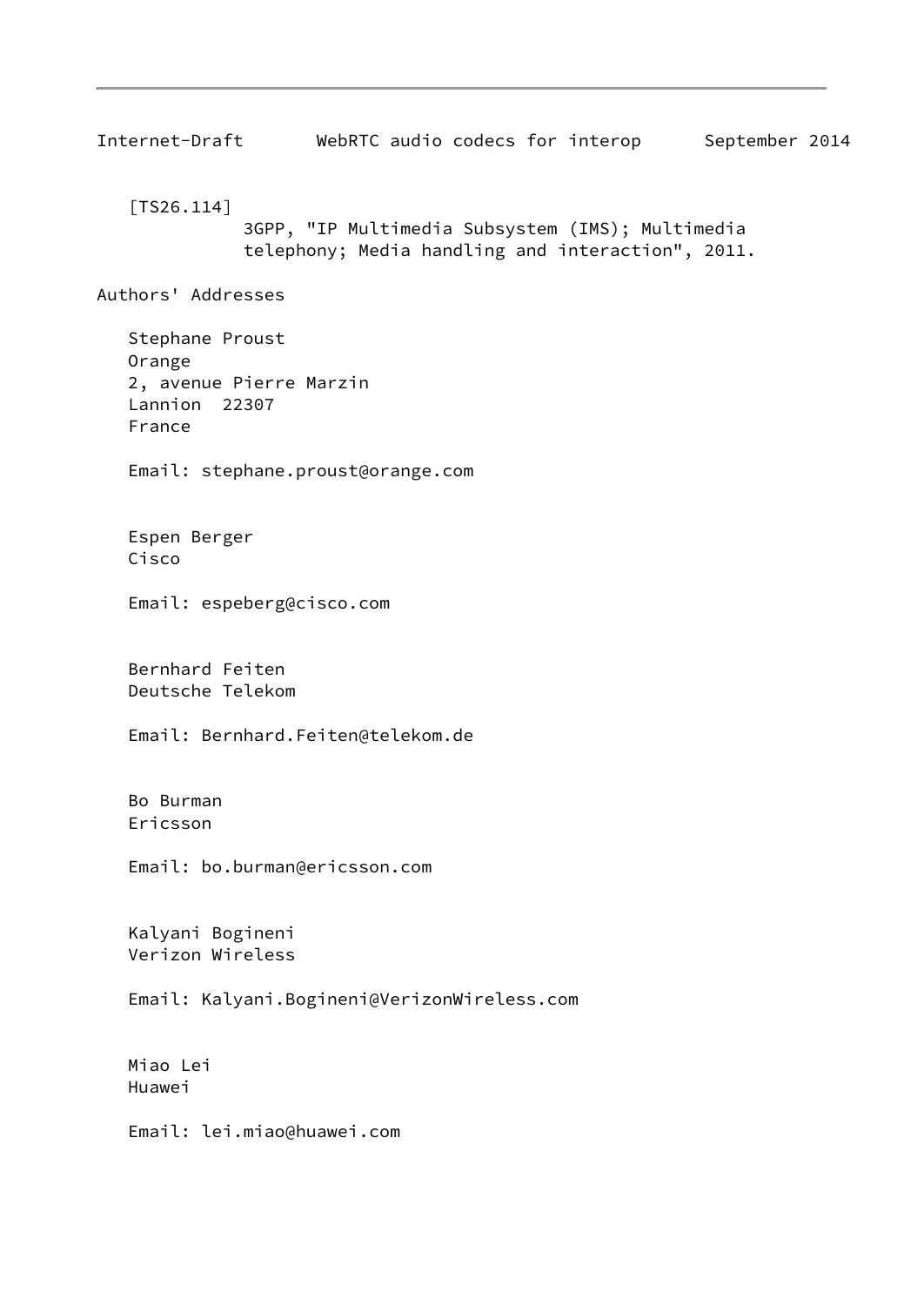[TS26.114]
3GPP, "IP Multimedia Subsystem (IMS); Multimedia telephony; Media handling and interaction", 2011.

## Authors' Addresses

Stephane Proust
Orange
2, avenue Pierre Marzin
Lannion  22307
France

Email: stephane.proust@orange.com

Espen Berger
Cisco

Email: espeberg@cisco.com

Bernhard Feiten
Deutsche Telekom

Email: Bernhard.Feiten@telekom.de

Bo Burman
Ericsson

Email: bo.burman@ericsson.com

Kalyani Bogineni
Verizon Wireless

Email: Kalyani.Bogineni@VerizonWireless.com

Miao Lei
Huawei

Email: lei.miao@huawei.com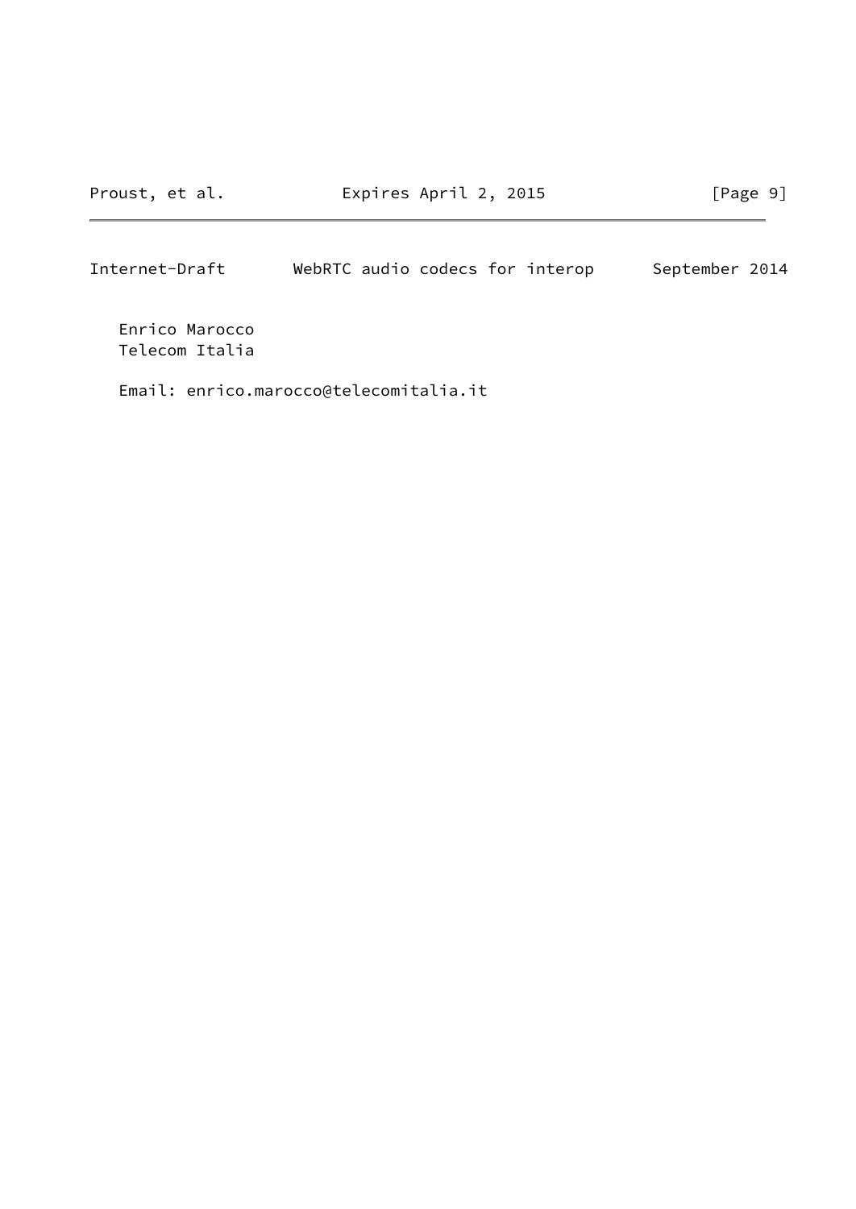Enrico Marocco
Telecom Italia

Email: enrico.marocco@telecomitalia.it